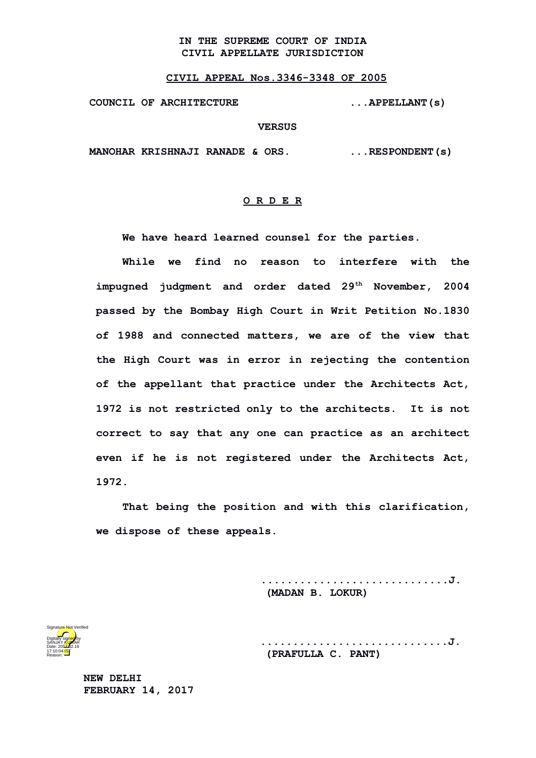**IN THE SUPREME COURT OF INDIA**
**CIVIL APPELLATE JURISDICTION**

**CIVIL APPEAL Nos.3346-3348 OF 2005**

**COUNCIL OF ARCHITECTURE ...APPELLANT(s)**

**VERSUS**

**MANOHAR KRISHNAJI RANADE & ORS. ...RESPONDENT(s)**

**O R D E R**

**We have heard learned counsel for the parties.**

**While we find no reason to interfere with the impugned judgment and order dated 29th November, 2004 passed by the Bombay High Court in Writ Petition No.1830 of 1988 and connected matters, we are of the view that the High Court was in error in rejecting the contention of the appellant that practice under the Architects Act, 1972 is not restricted only to the architects. It is not correct to say that any one can practice as an architect even if he is not registered under the Architects Act, 1972.**

**That being the position and with this clarification, we dispose of these appeals.**

**.............................J.**
**(MADAN B. LOKUR)**

**.............................J.**
**(PRAFULLA C. PANT)**

Signature Not Verified
Digitally signed by SANJAY KUMAR
Date: 2017.02.16 17:10:04 IST
Reason:

**NEW DELHI**
**FEBRUARY 14, 2017**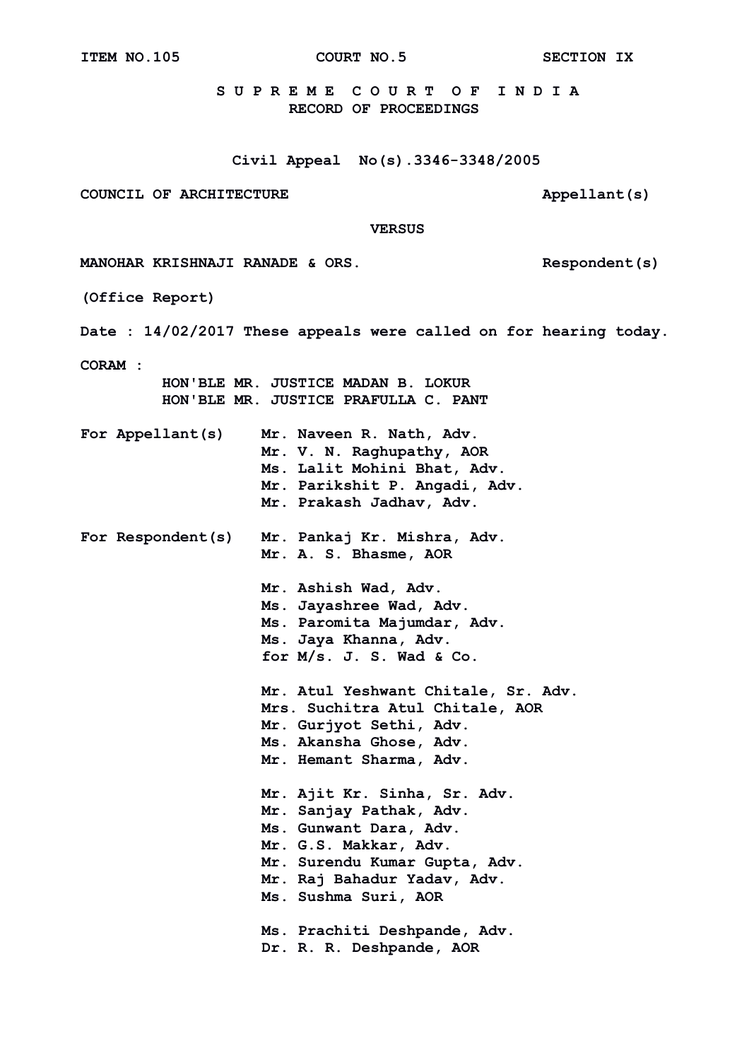ITEM NO.105 COURT NO.5 SECTION IX

**S U P R E M E C O U R T O F I N D I A**
**RECORD OF PROCEEDINGS**

**Civil Appeal No(s).3346-3348/2005**

**COUNCIL OF ARCHITECTURE** **Appellant(s)**

**VERSUS**

**MANOHAR KRISHNAJI RANADE & ORS.** **Respondent(s)**

**(Office Report)**

**Date : 14/02/2017 These appeals were called on for hearing today.**

**CORAM :**
**HON'BLE MR. JUSTICE MADAN B. LOKUR**
**HON'BLE MR. JUSTICE PRAFULLA C. PANT**

**For Appellant(s)**
Mr. Naveen R. Nath, Adv.
Mr. V. N. Raghupathy, AOR
Ms. Lalit Mohini Bhat, Adv.
Mr. Parikshit P. Angadi, Adv.
Mr. Prakash Jadhav, Adv.

**For Respondent(s)**
Mr. Pankaj Kr. Mishra, Adv.
Mr. A. S. Bhasme, AOR

Mr. Ashish Wad, Adv.
Ms. Jayashree Wad, Adv.
Ms. Paromita Majumdar, Adv.
Ms. Jaya Khanna, Adv.
for M/s. J. S. Wad & Co.

Mr. Atul Yeshwant Chitale, Sr. Adv.
Mrs. Suchitra Atul Chitale, AOR
Mr. Gurjyot Sethi, Adv.
Ms. Akansha Ghose, Adv.
Mr. Hemant Sharma, Adv.

Mr. Ajit Kr. Sinha, Sr. Adv.
Mr. Sanjay Pathak, Adv.
Ms. Gunwant Dara, Adv.
Mr. G.S. Makkar, Adv.
Mr. Surendu Kumar Gupta, Adv.
Mr. Raj Bahadur Yadav, Adv.
Ms. Sushma Suri, AOR

Ms. Prachiti Deshpande, Adv.
Dr. R. R. Deshpande, AOR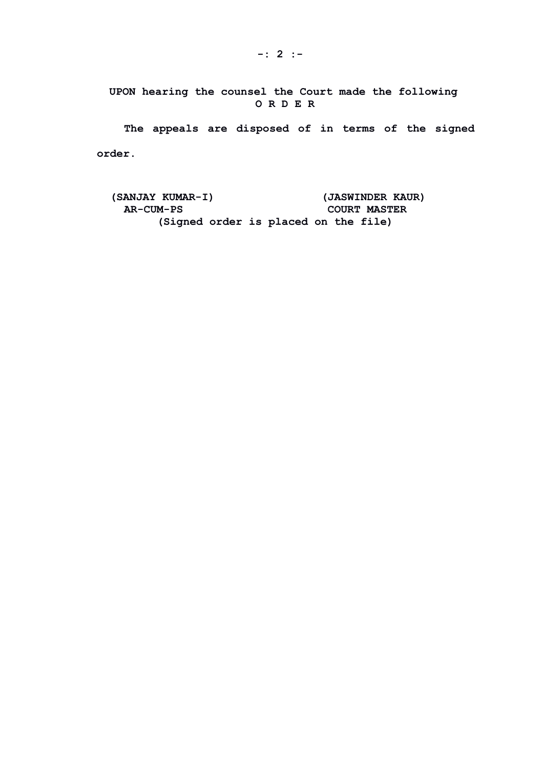**UPON hearing the counsel the Court made the following**

**O R D E R**

**The appeals are disposed of in terms of the signed order.**

| | |
|---|---|
| **(SANJAY KUMAR-I)** | **(JASWINDER KAUR)** |
| **AR-CUM-PS** | **COURT MASTER** |

**(Signed order is placed on the file)**